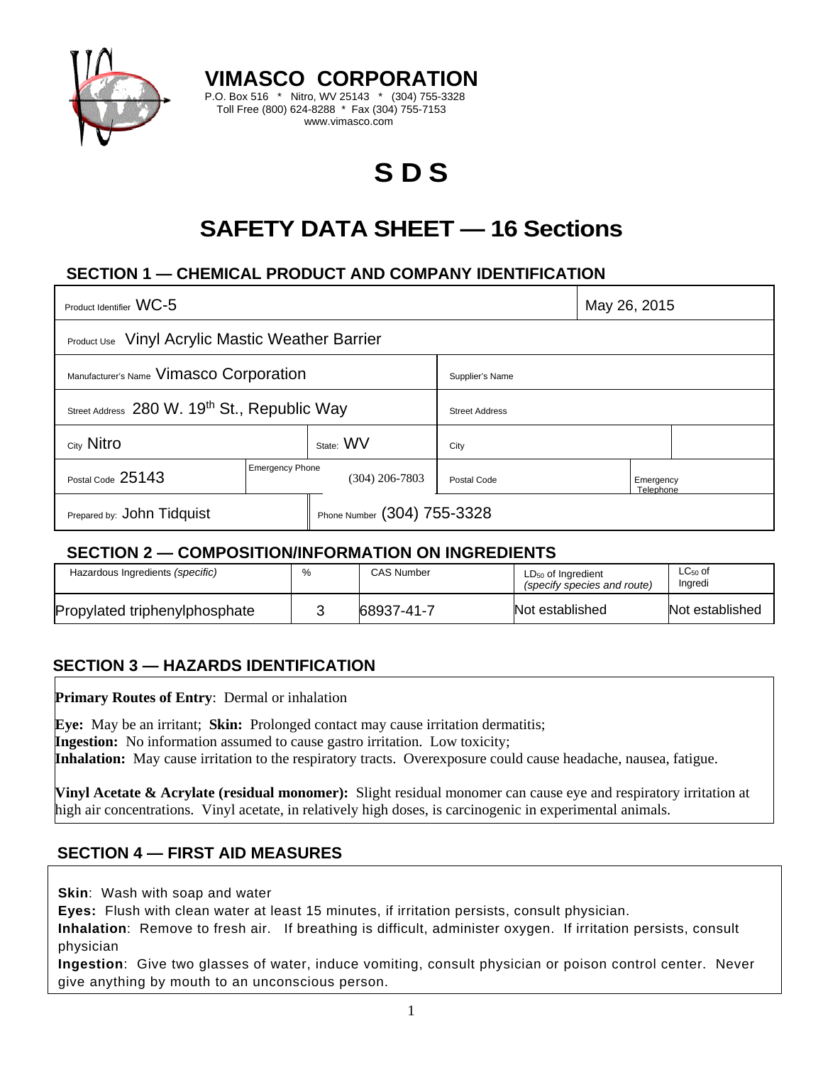**VIMASCO CORPORATION**
P.O. Box 516 * Nitro, WV 25143 * (304) 755-3328
Toll Free (800) 624-8288 * Fax (304) 755-7153
www.vimasco.com

# S D S

# SAFETY DATA SHEET — 16 Sections

## SECTION 1 — CHEMICAL PRODUCT AND COMPANY IDENTIFICATION

| | | | | |
|---|---|---|---|---|
| Product Identifier WC-5 | | | May 26, 2015 | |
| Product Use Vinyl Acrylic Mastic Weather Barrier | | | | |
| Manufacturer's Name Vimasco Corporation | | | Supplier's Name | |
| Street Address 280 W. 19th St., Republic Way | | | Street Address | |
| City Nitro | State: WV | | City | |
| Postal Code 25143 | Emergency Phone | (304) 206-7803 | Postal Code | Emergency Telephone |
| Prepared by: John Tidquist | Phone Number (304) 755-3328 | | | |

## SECTION 2 — COMPOSITION/INFORMATION ON INGREDIENTS

| Hazardous Ingredients *(specific)* | % | CAS Number | $LD_{50}$ of Ingredient *(specify species and route)* | $LC_{50}$ of Ingredi |
|---|---|---|---|---|
| Propylated triphenylphosphate | 3 | 68937-41-7 | Not established | Not established |

## SECTION 3 — HAZARDS IDENTIFICATION

**Primary Routes of Entry**: Dermal or inhalation

**Eye:** May be an irritant; **Skin:** Prolonged contact may cause irritation dermatitis;
**Ingestion:** No information assumed to cause gastro irritation. Low toxicity;
**Inhalation:** May cause irritation to the respiratory tracts. Overexposure could cause headache, nausea, fatigue.

**Vinyl Acetate & Acrylate (residual monomer):** Slight residual monomer can cause eye and respiratory irritation at high air concentrations. Vinyl acetate, in relatively high doses, is carcinogenic in experimental animals.

## SECTION 4 — FIRST AID MEASURES

**Skin**: Wash with soap and water
**Eyes:** Flush with clean water at least 15 minutes, if irritation persists, consult physician.
**Inhalation**: Remove to fresh air. If breathing is difficult, administer oxygen. If irritation persists, consult physician
**Ingestion**: Give two glasses of water, induce vomiting, consult physician or poison control center. Never give anything by mouth to an unconscious person.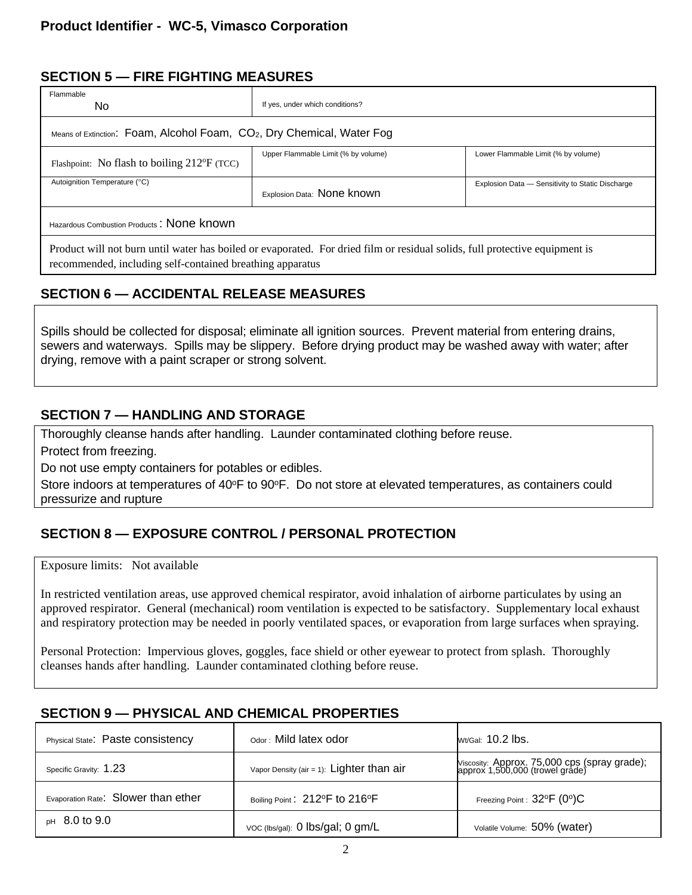**Product Identifier - WC-5, Vimasco Corporation**

## SECTION 5 — FIRE FIGHTING MEASURES

| Flammable<br>No | If yes, under which conditions? | |
|---|---|---|
| Means of Extinction: Foam, Alcohol Foam, $CO_2$, Dry Chemical, Water Fog | | |
| Flashpoint: No flash to boiling 212°F (TCC) | Upper Flammable Limit (% by volume) | Lower Flammable Limit (% by volume) |
| Autoignition Temperature (°C) | Explosion Data: None known | Explosion Data — Sensitivity to Static Discharge |
| Hazardous Combustion Products : None known | | |
| Product will not burn until water has boiled or evaporated. For dried film or residual solids, full protective equipment is recommended, including self-contained breathing apparatus | | |

## SECTION 6 — ACCIDENTAL RELEASE MEASURES

Spills should be collected for disposal; eliminate all ignition sources. Prevent material from entering drains, sewers and waterways. Spills may be slippery. Before drying product may be washed away with water; after drying, remove with a paint scraper or strong solvent.

## SECTION 7 — HANDLING AND STORAGE

Thoroughly cleanse hands after handling. Launder contaminated clothing before reuse.

Protect from freezing.

Do not use empty containers for potables or edibles.

Store indoors at temperatures of 40°F to 90°F. Do not store at elevated temperatures, as containers could pressurize and rupture

## SECTION 8 — EXPOSURE CONTROL / PERSONAL PROTECTION

Exposure limits: Not available

In restricted ventilation areas, use approved chemical respirator, avoid inhalation of airborne particulates by using an approved respirator. General (mechanical) room ventilation is expected to be satisfactory. Supplementary local exhaust and respiratory protection may be needed in poorly ventilated spaces, or evaporation from large surfaces when spraying.

Personal Protection: Impervious gloves, goggles, face shield or other eyewear to protect from splash. Thoroughly cleanses hands after handling. Launder contaminated clothing before reuse.

## SECTION 9 — PHYSICAL AND CHEMICAL PROPERTIES

| | | |
|---|---|---|
| Physical State: Paste consistency | Odor : Mild latex odor | Wt/Gal: 10.2 lbs. |
| Specific Gravity: 1.23 | Vapor Density (air = 1): Lighter than air | Viscosity: Approx. 75,000 cps (spray grade); approx 1,500,000 (trowel grade) |
| Evaporation Rate: Slower than ether | Boiling Point : 212°F to 216°F | Freezing Point : 32°F (0°)C |
| pH 8.0 to 9.0 | VOC (lbs/gal): 0 lbs/gal; 0 gm/L | Volatile Volume: 50% (water) |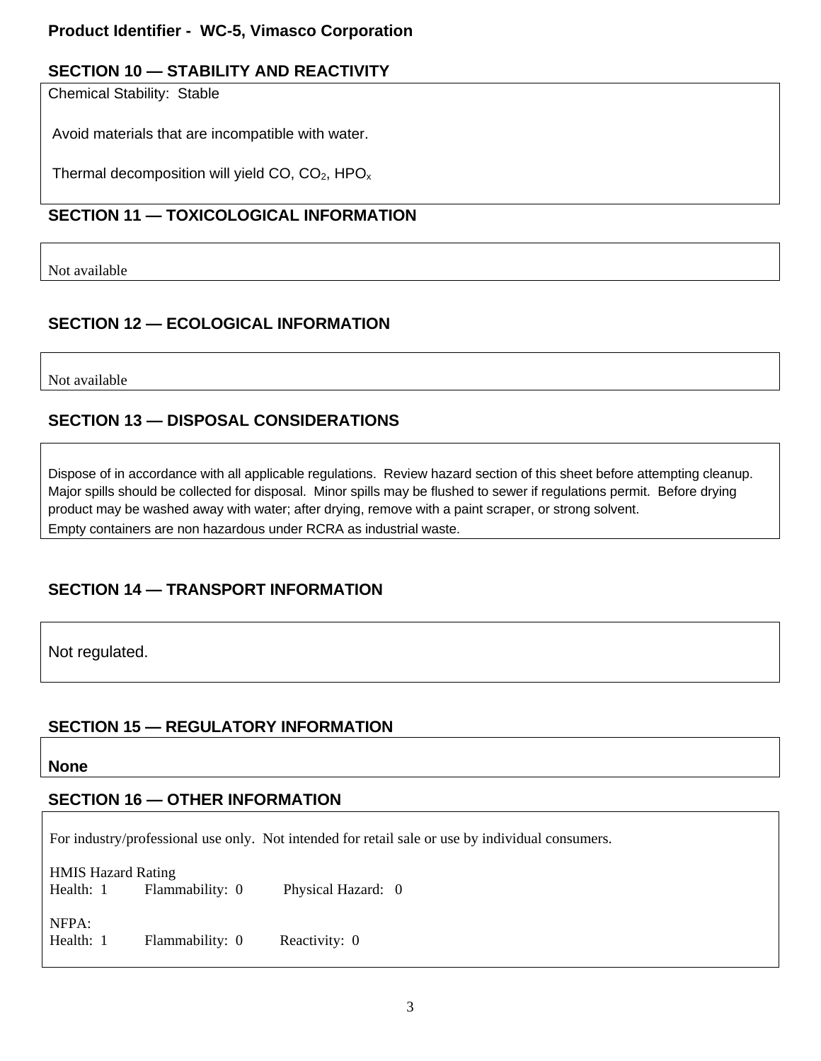**Product Identifier - WC-5, Vimasco Corporation**

## SECTION 10 — STABILITY AND REACTIVITY

Chemical Stability: Stable

Avoid materials that are incompatible with water.

Thermal decomposition will yield CO, $CO_2$, $HPO_x$

## SECTION 11 — TOXICOLOGICAL INFORMATION

Not available

## SECTION 12 — ECOLOGICAL INFORMATION

Not available

## SECTION 13 — DISPOSAL CONSIDERATIONS

Dispose of in accordance with all applicable regulations. Review hazard section of this sheet before attempting cleanup. Major spills should be collected for disposal. Minor spills may be flushed to sewer if regulations permit. Before drying product may be washed away with water; after drying, remove with a paint scraper, or strong solvent.
Empty containers are non hazardous under RCRA as industrial waste.

## SECTION 14 — TRANSPORT INFORMATION

Not regulated.

## SECTION 15 — REGULATORY INFORMATION

**None**

## SECTION 16 — OTHER INFORMATION

For industry/professional use only. Not intended for retail sale or use by individual consumers.

HMIS Hazard Rating
Health: 1 Flammability: 0 Physical Hazard: 0

NFPA:
Health: 1 Flammability: 0 Reactivity: 0